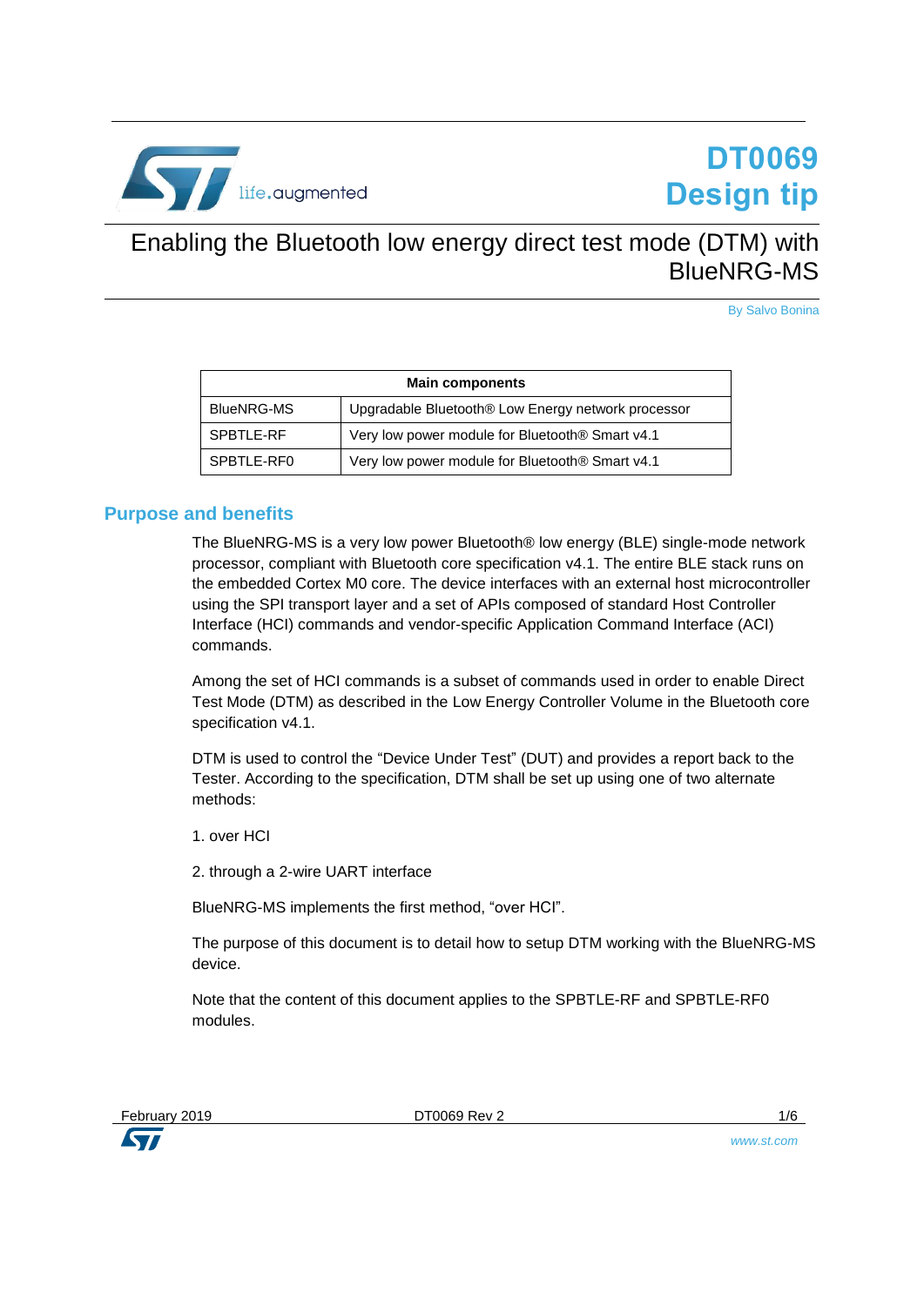# DT0069
# Design tip

# Enabling the Bluetooth low energy direct test mode (DTM) with BlueNRG-MS

By Salvo Bonina

| Main components | |
|---|---|
| BlueNRG-MS | Upgradable Bluetooth® Low Energy network processor |
| SPBTLE-RF | Very low power module for Bluetooth® Smart v4.1 |
| SPBTLE-RF0 | Very low power module for Bluetooth® Smart v4.1 |

## Purpose and benefits

The BlueNRG-MS is a very low power Bluetooth® low energy (BLE) single-mode network processor, compliant with Bluetooth core specification v4.1. The entire BLE stack runs on the embedded Cortex M0 core. The device interfaces with an external host microcontroller using the SPI transport layer and a set of APIs composed of standard Host Controller Interface (HCI) commands and vendor-specific Application Command Interface (ACI) commands.

Among the set of HCI commands is a subset of commands used in order to enable Direct Test Mode (DTM) as described in the Low Energy Controller Volume in the Bluetooth core specification v4.1.

DTM is used to control the "Device Under Test" (DUT) and provides a report back to the Tester. According to the specification, DTM shall be set up using one of two alternate methods:

1. over HCI

2. through a 2-wire UART interface

BlueNRG-MS implements the first method, "over HCI".

The purpose of this document is to detail how to setup DTM working with the BlueNRG-MS device.

Note that the content of this document applies to the SPBTLE-RF and SPBTLE-RF0 modules.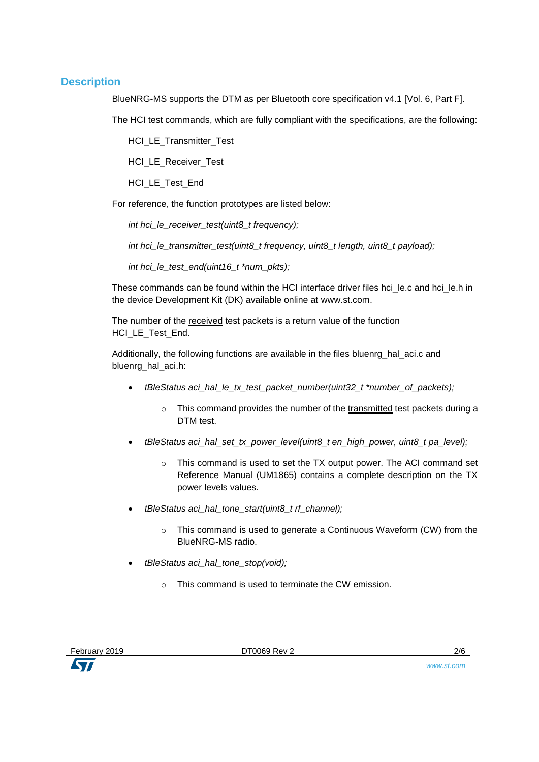## Description

BlueNRG-MS supports the DTM as per Bluetooth core specification v4.1 [Vol. 6, Part F].

The HCI test commands, which are fully compliant with the specifications, are the following:

HCI_LE_Transmitter_Test

HCI_LE_Receiver_Test

HCI_LE_Test_End

For reference, the function prototypes are listed below:

*int hci_le_receiver_test(uint8_t frequency);*

*int hci_le_transmitter_test(uint8_t frequency, uint8_t length, uint8_t payload);*

*int hci_le_test_end(uint16_t *num_pkts);*

These commands can be found within the HCI interface driver files hci_le.c and hci_le.h in the device Development Kit (DK) available online at www.st.com.

The number of the <u>received</u> test packets is a return value of the function HCI_LE_Test_End.

Additionally, the following functions are available in the files bluenrg_hal_aci.c and bluenrg_hal_aci.h:

- *tBleStatus aci_hal_le_tx_test_packet_number(uint32_t *number_of_packets);*
  - This command provides the number of the <u>transmitted</u> test packets during a DTM test.
- *tBleStatus aci_hal_set_tx_power_level(uint8_t en_high_power, uint8_t pa_level);*
  - This command is used to set the TX output power. The ACI command set Reference Manual (UM1865) contains a complete description on the TX power levels values.
- *tBleStatus aci_hal_tone_start(uint8_t rf_channel);*
  - This command is used to generate a Continuous Waveform (CW) from the BlueNRG-MS radio.
- *tBleStatus aci_hal_tone_stop(void);*
  - This command is used to terminate the CW emission.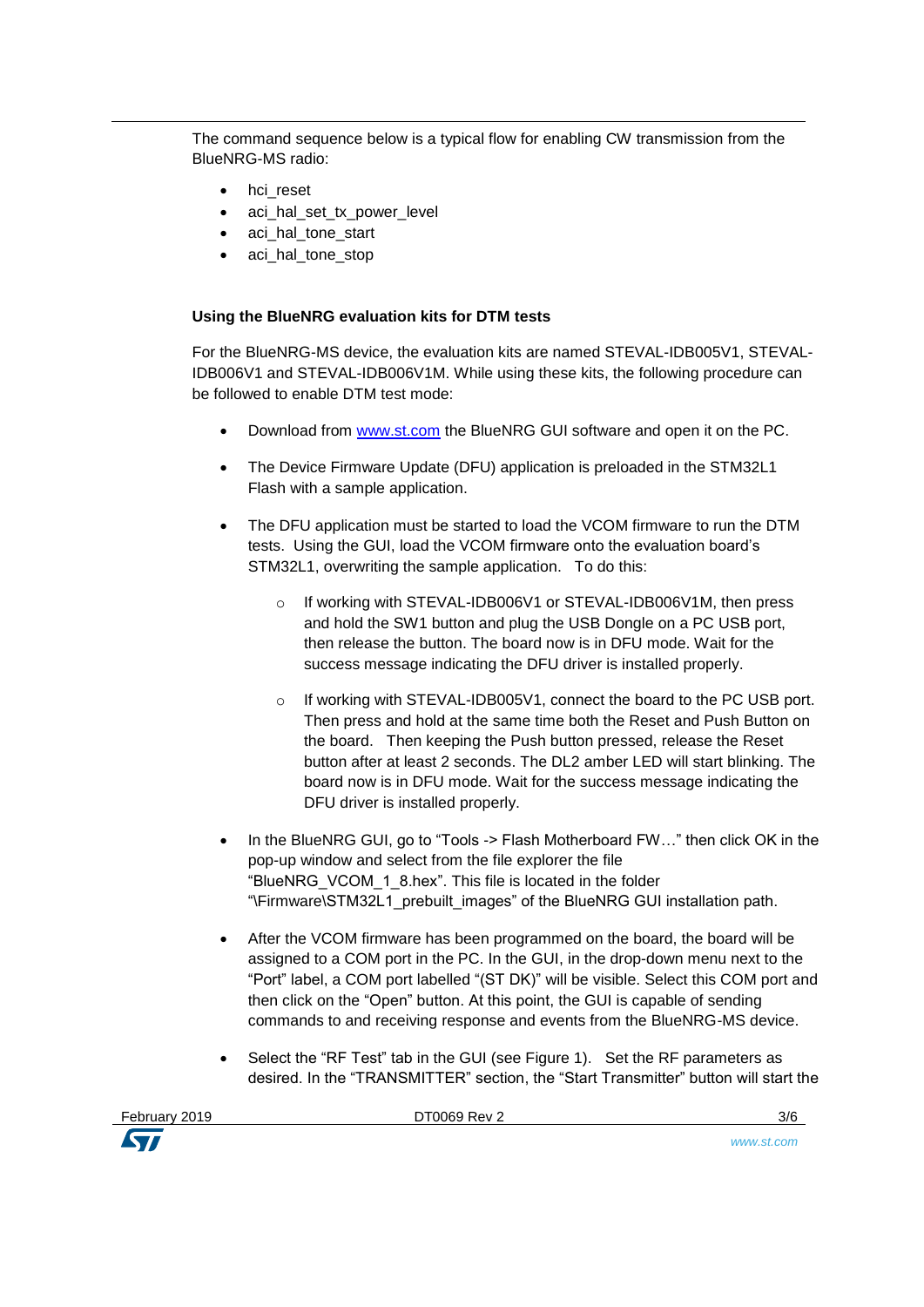The command sequence below is a typical flow for enabling CW transmission from the BlueNRG-MS radio:

- hci_reset
- aci_hal_set_tx_power_level
- aci_hal_tone_start
- aci_hal_tone_stop

**Using the BlueNRG evaluation kits for DTM tests**

For the BlueNRG-MS device, the evaluation kits are named STEVAL-IDB005V1, STEVAL-IDB006V1 and STEVAL-IDB006V1M. While using these kits, the following procedure can be followed to enable DTM test mode:

- Download from www.st.com the BlueNRG GUI software and open it on the PC.
- The Device Firmware Update (DFU) application is preloaded in the STM32L1 Flash with a sample application.
- The DFU application must be started to load the VCOM firmware to run the DTM tests. Using the GUI, load the VCOM firmware onto the evaluation board's STM32L1, overwriting the sample application. To do this:
    - If working with STEVAL-IDB006V1 or STEVAL-IDB006V1M, then press and hold the SW1 button and plug the USB Dongle on a PC USB port, then release the button. The board now is in DFU mode. Wait for the success message indicating the DFU driver is installed properly.
    - If working with STEVAL-IDB005V1, connect the board to the PC USB port. Then press and hold at the same time both the Reset and Push Button on the board. Then keeping the Push button pressed, release the Reset button after at least 2 seconds. The DL2 amber LED will start blinking. The board now is in DFU mode. Wait for the success message indicating the DFU driver is installed properly.
- In the BlueNRG GUI, go to "Tools -> Flash Motherboard FW…" then click OK in the pop-up window and select from the file explorer the file "BlueNRG_VCOM_1_8.hex". This file is located in the folder "\Firmware\STM32L1_prebuilt_images" of the BlueNRG GUI installation path.
- After the VCOM firmware has been programmed on the board, the board will be assigned to a COM port in the PC. In the GUI, in the drop-down menu next to the "Port" label, a COM port labelled "(ST DK)" will be visible. Select this COM port and then click on the "Open" button. At this point, the GUI is capable of sending commands to and receiving response and events from the BlueNRG-MS device.
- Select the "RF Test" tab in the GUI (see Figure 1). Set the RF parameters as desired. In the "TRANSMITTER" section, the "Start Transmitter" button will start the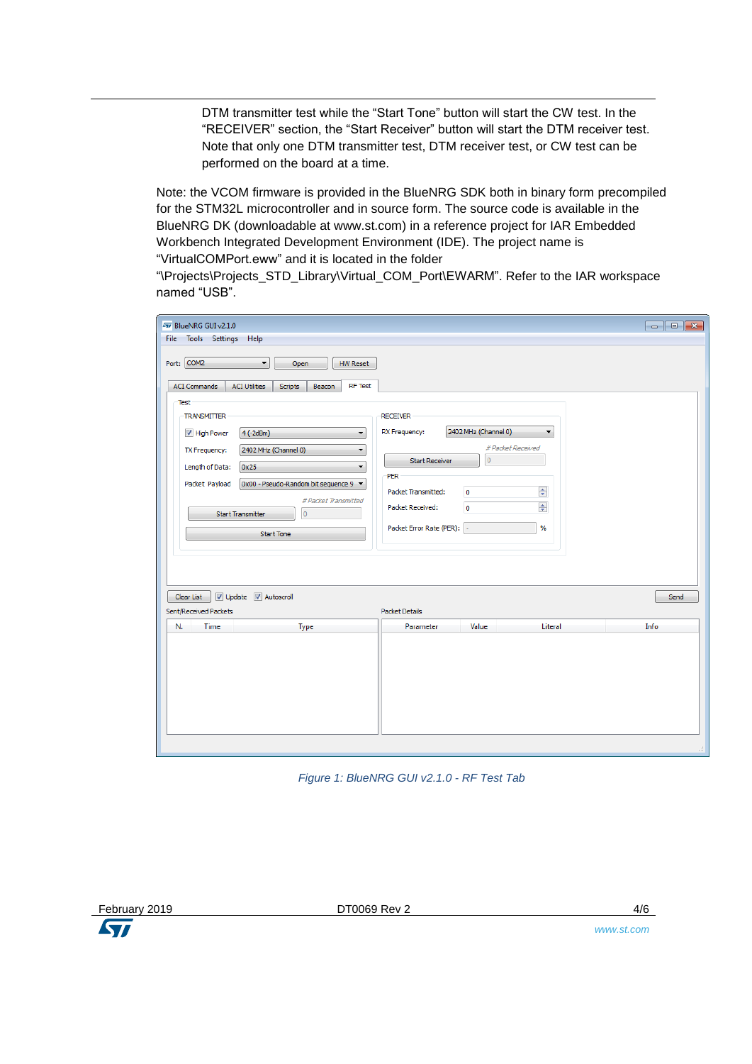DTM transmitter test while the “Start Tone” button will start the CW test. In the “RECEIVER” section, the “Start Receiver” button will start the DTM receiver test. Note that only one DTM transmitter test, DTM receiver test, or CW test can be performed on the board at a time.

Note: the VCOM firmware is provided in the BlueNRG SDK both in binary form precompiled for the STM32L microcontroller and in source form. The source code is available in the BlueNRG DK (downloadable at www.st.com) in a reference project for IAR Embedded Workbench Integrated Development Environment (IDE). The project name is “VirtualCOMPort.eww” and it is located in the folder “\Projects\Projects_STD_Library\Virtual_COM_Port\EWARM”. Refer to the IAR workspace named “USB”.

*Figure 1: BlueNRG GUI v2.1.0 - RF Test Tab*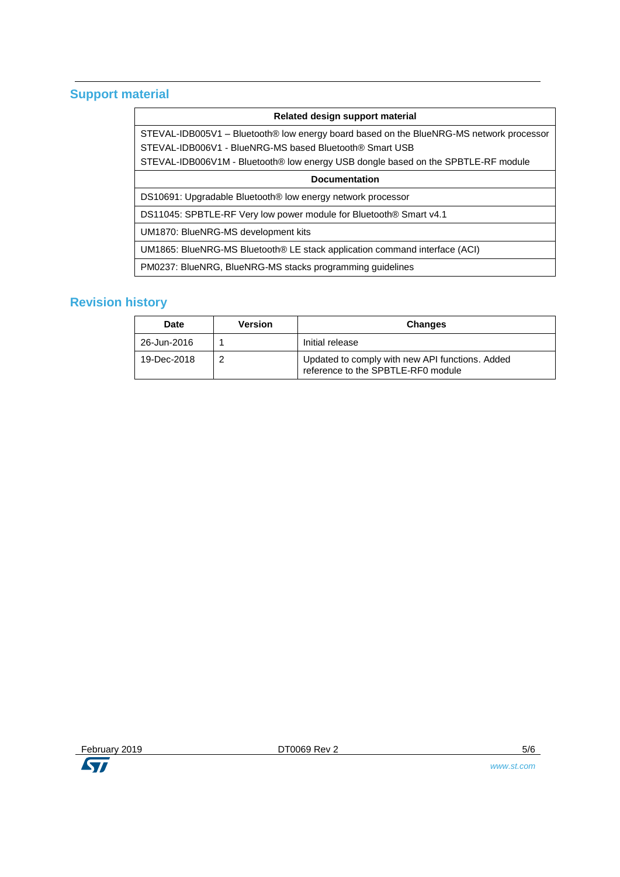## Support material

| Related design support material |
|---|
| STEVAL-IDB005V1 – Bluetooth® low energy board based on the BlueNRG-MS network processor<br>STEVAL-IDB006V1 - BlueNRG-MS based Bluetooth® Smart USB<br>STEVAL-IDB006V1M - Bluetooth® low energy USB dongle based on the SPBTLE-RF module |
| **Documentation** |
| DS10691: Upgradable Bluetooth® low energy network processor |
| DS11045: SPBTLE-RF Very low power module for Bluetooth® Smart v4.1 |
| UM1870: BlueNRG-MS development kits |
| UM1865: BlueNRG-MS Bluetooth® LE stack application command interface (ACI) |
| PM0237: BlueNRG, BlueNRG-MS stacks programming guidelines |

## Revision history

| Date | Version | Changes |
|---|---|---|
| 26-Jun-2016 | 1 | Initial release |
| 19-Dec-2018 | 2 | Updated to comply with new API functions. Added reference to the SPBTLE-RF0 module |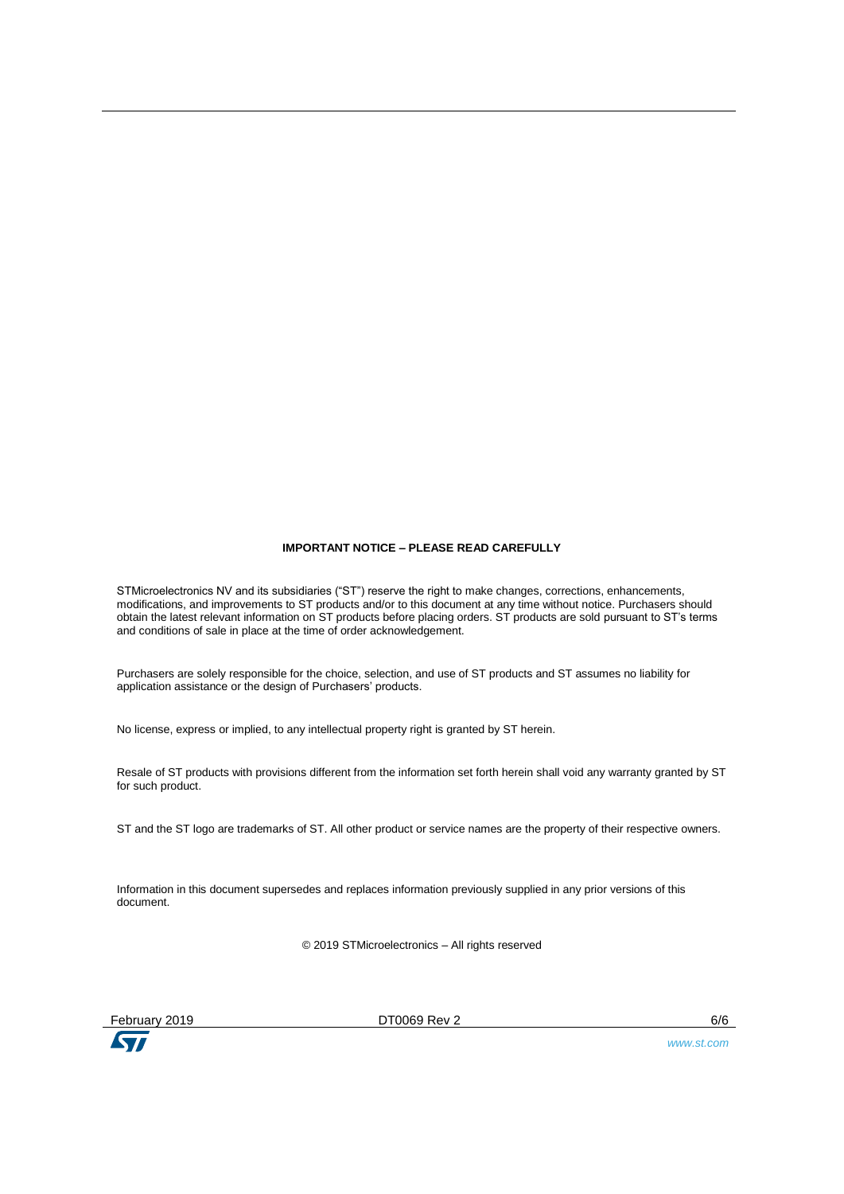**IMPORTANT NOTICE – PLEASE READ CAREFULLY**

STMicroelectronics NV and its subsidiaries ("ST") reserve the right to make changes, corrections, enhancements, modifications, and improvements to ST products and/or to this document at any time without notice. Purchasers should obtain the latest relevant information on ST products before placing orders. ST products are sold pursuant to ST's terms and conditions of sale in place at the time of order acknowledgement.

Purchasers are solely responsible for the choice, selection, and use of ST products and ST assumes no liability for application assistance or the design of Purchasers' products.

No license, express or implied, to any intellectual property right is granted by ST herein.

Resale of ST products with provisions different from the information set forth herein shall void any warranty granted by ST for such product.

ST and the ST logo are trademarks of ST. All other product or service names are the property of their respective owners.

Information in this document supersedes and replaces information previously supplied in any prior versions of this document.

© 2019 STMicroelectronics – All rights reserved